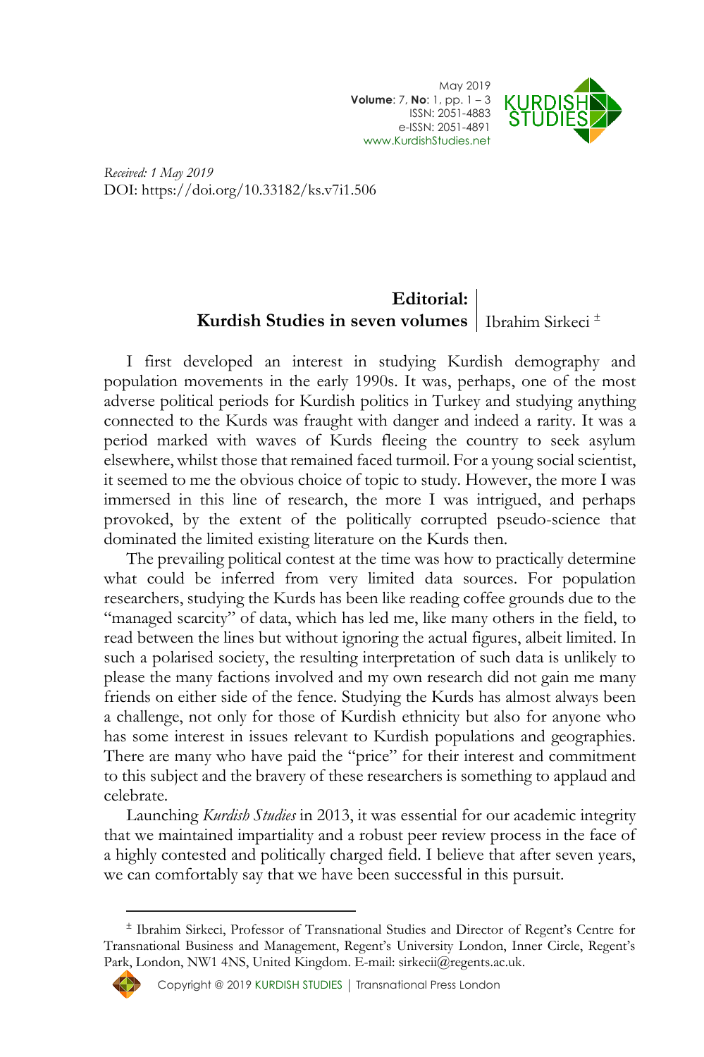*Received: 1 May 2019*
DOI: https://doi.org/10.33182/ks.v7i1.506

# Editorial: Kurdish Studies in seven volumes

Ibrahim Sirkeci [±]

I first developed an interest in studying Kurdish demography and population movements in the early 1990s. It was, perhaps, one of the most adverse political periods for Kurdish politics in Turkey and studying anything connected to the Kurds was fraught with danger and indeed a rarity. It was a period marked with waves of Kurds fleeing the country to seek asylum elsewhere, whilst those that remained faced turmoil. For a young social scientist, it seemed to me the obvious choice of topic to study. However, the more I was immersed in this line of research, the more I was intrigued, and perhaps provoked, by the extent of the politically corrupted pseudo-science that dominated the limited existing literature on the Kurds then.

The prevailing political contest at the time was how to practically determine what could be inferred from very limited data sources. For population researchers, studying the Kurds has been like reading coffee grounds due to the "managed scarcity" of data, which has led me, like many others in the field, to read between the lines but without ignoring the actual figures, albeit limited. In such a polarised society, the resulting interpretation of such data is unlikely to please the many factions involved and my own research did not gain me many friends on either side of the fence. Studying the Kurds has almost always been a challenge, not only for those of Kurdish ethnicity but also for anyone who has some interest in issues relevant to Kurdish populations and geographies. There are many who have paid the "price" for their interest and commitment to this subject and the bravery of these researchers is something to applaud and celebrate.

Launching *Kurdish Studies* in 2013, it was essential for our academic integrity that we maintained impartiality and a robust peer review process in the face of a highly contested and politically charged field. I believe that after seven years, we can comfortably say that we have been successful in this pursuit.

---

[±] Ibrahim Sirkeci, Professor of Transnational Studies and Director of Regent's Centre for Transnational Business and Management, Regent's University London, Inner Circle, Regent's Park, London, NW1 4NS, United Kingdom. E-mail: sirkecii@regents.ac.uk.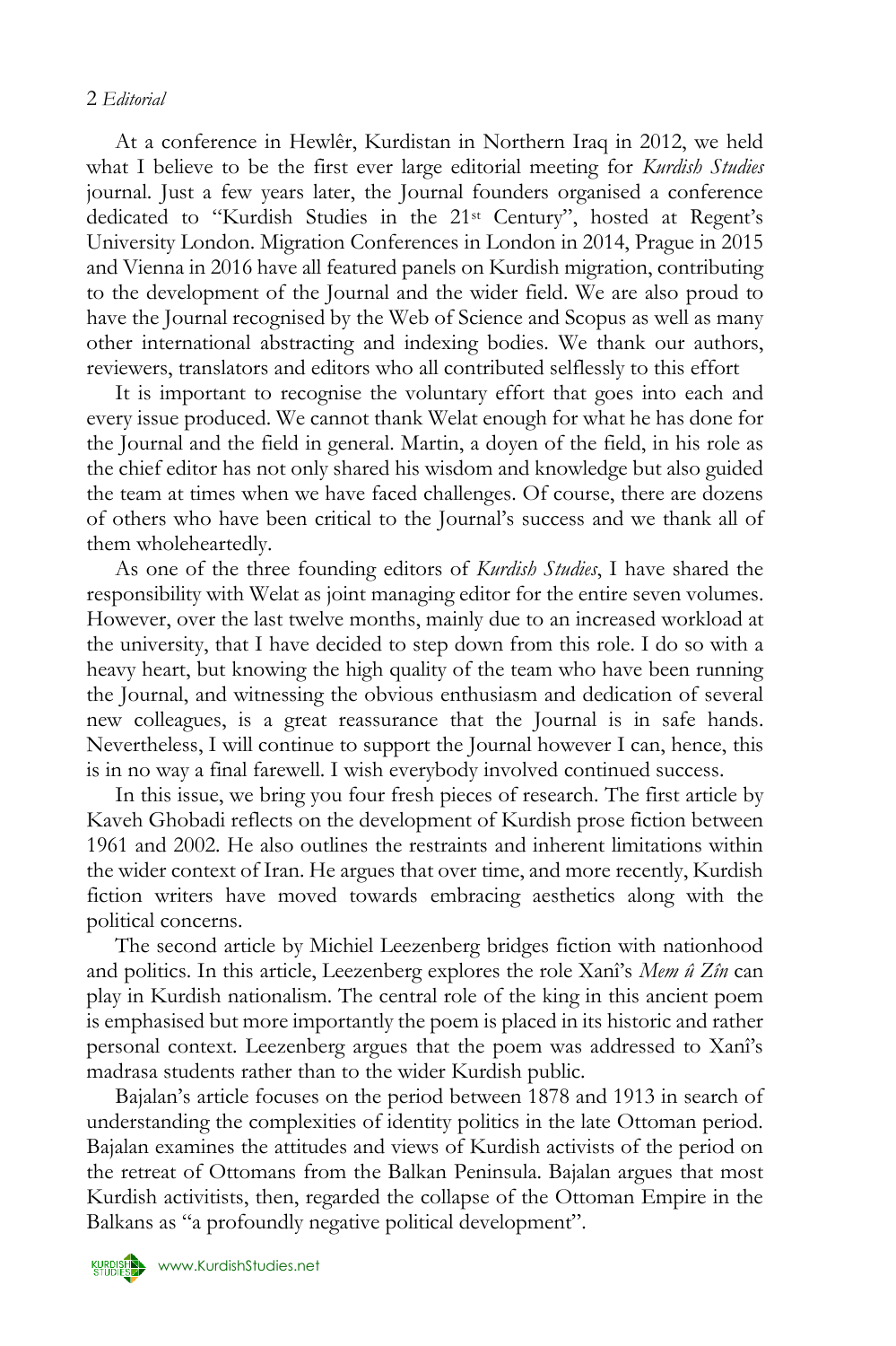At a conference in Hewlêr, Kurdistan in Northern Iraq in 2012, we held what I believe to be the first ever large editorial meeting for *Kurdish Studies* journal. Just a few years later, the Journal founders organised a conference dedicated to "Kurdish Studies in the 21st Century", hosted at Regent's University London. Migration Conferences in London in 2014, Prague in 2015 and Vienna in 2016 have all featured panels on Kurdish migration, contributing to the development of the Journal and the wider field. We are also proud to have the Journal recognised by the Web of Science and Scopus as well as many other international abstracting and indexing bodies. We thank our authors, reviewers, translators and editors who all contributed selflessly to this effort

It is important to recognise the voluntary effort that goes into each and every issue produced. We cannot thank Welat enough for what he has done for the Journal and the field in general. Martin, a doyen of the field, in his role as the chief editor has not only shared his wisdom and knowledge but also guided the team at times when we have faced challenges. Of course, there are dozens of others who have been critical to the Journal's success and we thank all of them wholeheartedly.

As one of the three founding editors of *Kurdish Studies*, I have shared the responsibility with Welat as joint managing editor for the entire seven volumes. However, over the last twelve months, mainly due to an increased workload at the university, that I have decided to step down from this role. I do so with a heavy heart, but knowing the high quality of the team who have been running the Journal, and witnessing the obvious enthusiasm and dedication of several new colleagues, is a great reassurance that the Journal is in safe hands. Nevertheless, I will continue to support the Journal however I can, hence, this is in no way a final farewell. I wish everybody involved continued success.

In this issue, we bring you four fresh pieces of research. The first article by Kaveh Ghobadi reflects on the development of Kurdish prose fiction between 1961 and 2002. He also outlines the restraints and inherent limitations within the wider context of Iran. He argues that over time, and more recently, Kurdish fiction writers have moved towards embracing aesthetics along with the political concerns.

The second article by Michiel Leezenberg bridges fiction with nationhood and politics. In this article, Leezenberg explores the role Xanî's *Mem û Zîn* can play in Kurdish nationalism. The central role of the king in this ancient poem is emphasised but more importantly the poem is placed in its historic and rather personal context. Leezenberg argues that the poem was addressed to Xanî's madrasa students rather than to the wider Kurdish public.

Bajalan's article focuses on the period between 1878 and 1913 in search of understanding the complexities of identity politics in the late Ottoman period. Bajalan examines the attitudes and views of Kurdish activists of the period on the retreat of Ottomans from the Balkan Peninsula. Bajalan argues that most Kurdish activitists, then, regarded the collapse of the Ottoman Empire in the Balkans as "a profoundly negative political development".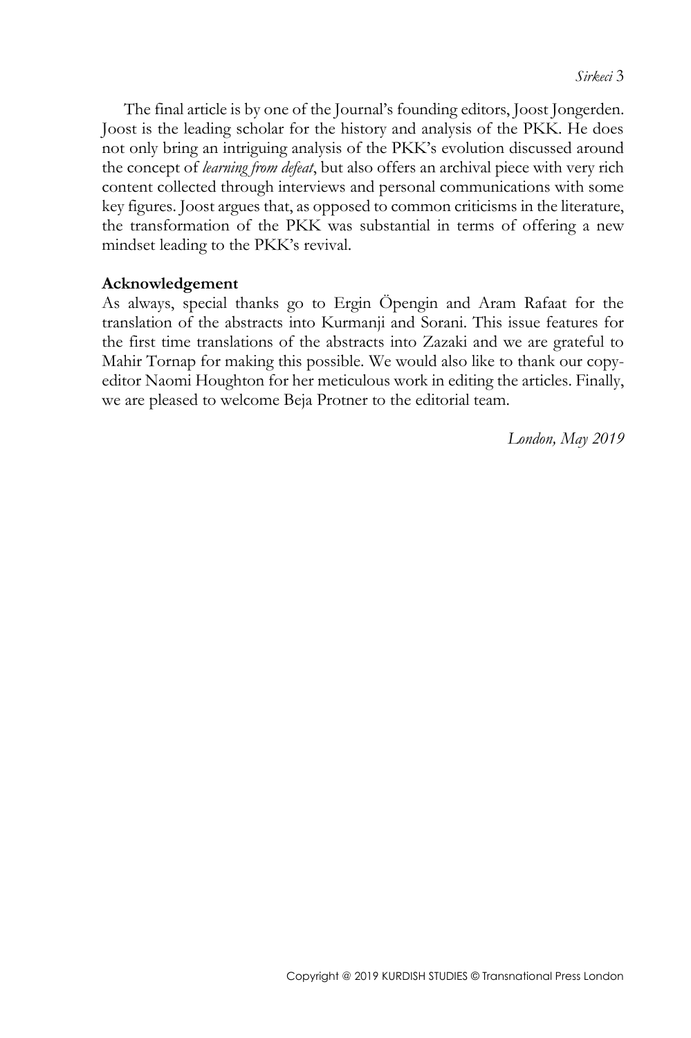The final article is by one of the Journal's founding editors, Joost Jongerden. Joost is the leading scholar for the history and analysis of the PKK. He does not only bring an intriguing analysis of the PKK's evolution discussed around the concept of *learning from defeat*, but also offers an archival piece with very rich content collected through interviews and personal communications with some key figures. Joost argues that, as opposed to common criticisms in the literature, the transformation of the PKK was substantial in terms of offering a new mindset leading to the PKK's revival.

**Acknowledgement**

As always, special thanks go to Ergin Öpengin and Aram Rafaat for the translation of the abstracts into Kurmanji and Sorani. This issue features for the first time translations of the abstracts into Zazaki and we are grateful to Mahir Tornap for making this possible. We would also like to thank our copy-editor Naomi Houghton for her meticulous work in editing the articles. Finally, we are pleased to welcome Beja Protner to the editorial team.

*London, May 2019*